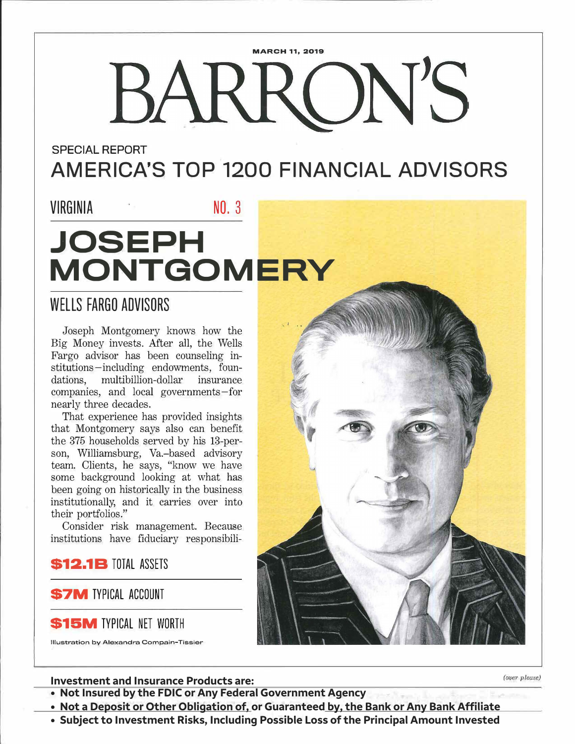MARCH 11, 2019

# BARRON'S

SPECIAL REPORT

## AMERICA'S TOP 1200 FINANCIAL ADVISORS

VIRGINIA NO. 3

# JOSEPH MONTGOMERY

## WELLS FARGO ADVISORS

Joseph Montgomery knows how the Big Money invests. After all, the Wells Fargo advisor has been counseling institutions—including endowments, foundations, multibillion-dollar insurance companies, and local governments—for nearly three decades.

That experience has provided insights that Montgomery says also can benefit the 375 households served by his 13-person, Williamsburg, Va.–based advisory team. Clients, he says, "know we have some background looking at what has been going on historically in the business institutionally, and it carries over into their portfolios."

Consider risk management. Because institutions have fiduciary responsibili-

**$12.1B** TOTAL ASSETS

**$7M** TYPICAL ACCOUNT

**$15M** TYPICAL NET WORTH

Illustration by Alexandra Compain-Tissier

*(over please)*

**Investment and Insurance Products are:**

- **Not Insured by the FDIC or Any Federal Government Agency**
- **Not a Deposit or Other Obligation of, or Guaranteed by, the Bank or Any Bank Affiliate**
- **Subject to Investment Risks, Including Possible Loss of the Principal Amount Invested**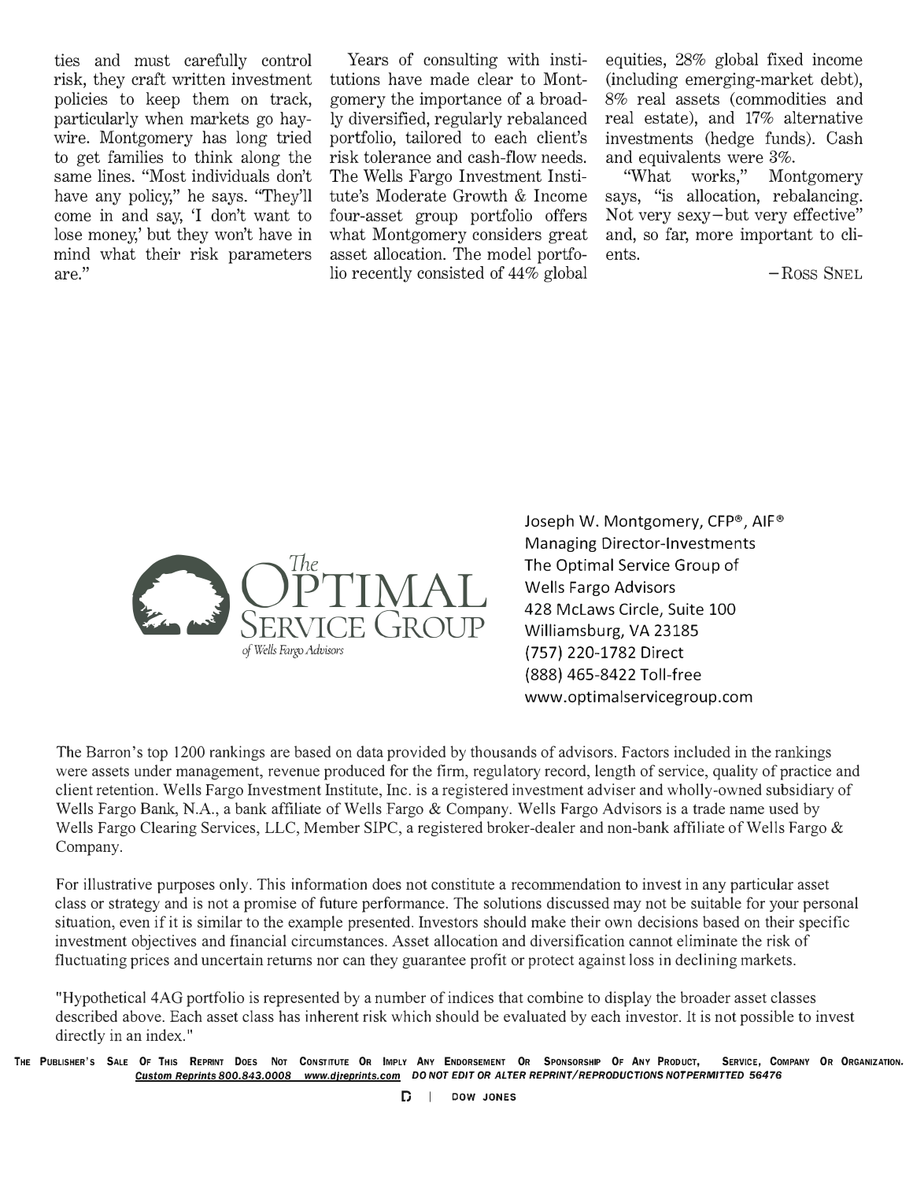ties and must carefully control risk, they craft written investment policies to keep them on track, particularly when markets go haywire. Montgomery has long tried to get families to think along the same lines. "Most individuals don't have any policy," he says. "They'll come in and say, 'I don't want to lose money,' but they won't have in mind what their risk parameters are."

Years of consulting with institutions have made clear to Montgomery the importance of a broadly diversified, regularly rebalanced portfolio, tailored to each client's risk tolerance and cash-flow needs. The Wells Fargo Investment Institute's Moderate Growth & Income four-asset group portfolio offers what Montgomery considers great asset allocation. The model portfolio recently consisted of 44% global equities, 28% global fixed income (including emerging-market debt), 8% real assets (commodities and real estate), and 17% alternative investments (hedge funds). Cash and equivalents were 3%.

"What works," Montgomery says, "is allocation, rebalancing. Not very sexy—but very effective" and, so far, more important to clients.

—Ross Snel

The Optimal Service Group of Wells Fargo Advisors

Joseph W. Montgomery, CFP®, AIF®
Managing Director-Investments
The Optimal Service Group of
Wells Fargo Advisors
428 McLaws Circle, Suite 100
Williamsburg, VA 23185
(757) 220-1782 Direct
(888) 465-8422 Toll-free
www.optimalservicegroup.com

The Barron's top 1200 rankings are based on data provided by thousands of advisors. Factors included in the rankings were assets under management, revenue produced for the firm, regulatory record, length of service, quality of practice and client retention. Wells Fargo Investment Institute, Inc. is a registered investment adviser and wholly-owned subsidiary of Wells Fargo Bank, N.A., a bank affiliate of Wells Fargo & Company. Wells Fargo Advisors is a trade name used by Wells Fargo Clearing Services, LLC, Member SIPC, a registered broker-dealer and non-bank affiliate of Wells Fargo & Company.

For illustrative purposes only. This information does not constitute a recommendation to invest in any particular asset class or strategy and is not a promise of future performance. The solutions discussed may not be suitable for your personal situation, even if it is similar to the example presented. Investors should make their own decisions based on their specific investment objectives and financial circumstances. Asset allocation and diversification cannot eliminate the risk of fluctuating prices and uncertain returns nor can they guarantee profit or protect against loss in declining markets.

"Hypothetical 4AG portfolio is represented by a number of indices that combine to display the broader asset classes described above. Each asset class has inherent risk which should be evaluated by each investor. It is not possible to invest directly in an index."

THE PUBLISHER'S SALE OF THIS REPRINT DOES NOT CONSTITUTE OR IMPLY ANY ENDORSEMENT OR SPONSORSHIP OF ANY PRODUCT, SERVICE, COMPANY OR ORGANIZATION.
*Custom Reprints 800.843.0008 www.djreprints.com DO NOT EDIT OR ALTER REPRINT/REPRODUCTIONS NOTPERMITTED 56476*

DOW JONES